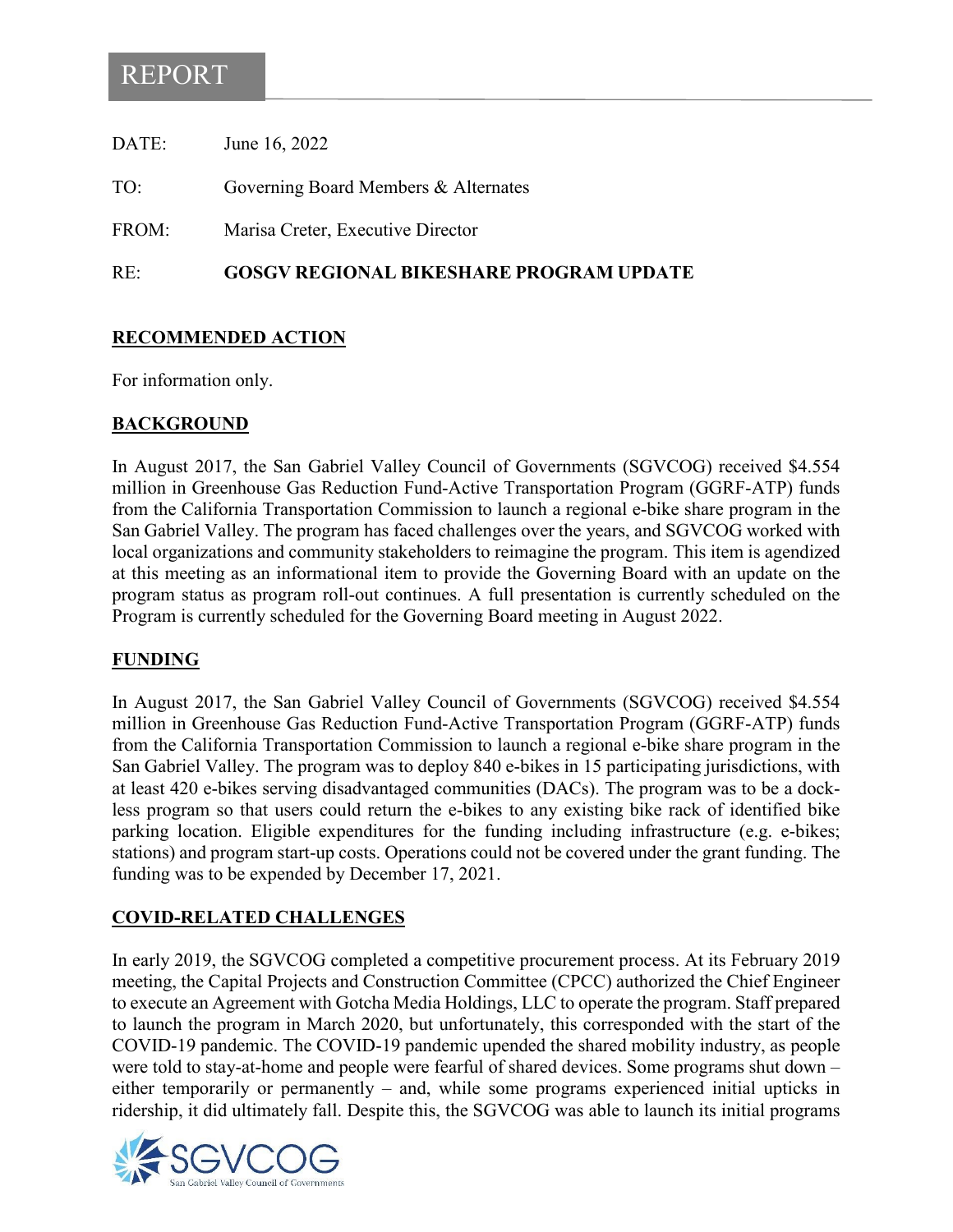# REPORT

DATE: June 16, 2022

TO: Governing Board Members & Alternates

FROM: Marisa Creter, Executive Director

RE: **GOSGV REGIONAL BIKESHARE PROGRAM UPDATE**

## RECOMMENDED ACTION

For information only.

## BACKGROUND

In August 2017, the San Gabriel Valley Council of Governments (SGVCOG) received $4.554 million in Greenhouse Gas Reduction Fund-Active Transportation Program (GGRF-ATP) funds from the California Transportation Commission to launch a regional e-bike share program in the San Gabriel Valley. The program has faced challenges over the years, and SGVCOG worked with local organizations and community stakeholders to reimagine the program. This item is agendized at this meeting as an informational item to provide the Governing Board with an update on the program status as program roll-out continues. A full presentation is currently scheduled on the Program is currently scheduled for the Governing Board meeting in August 2022.

## FUNDING

In August 2017, the San Gabriel Valley Council of Governments (SGVCOG) received $4.554 million in Greenhouse Gas Reduction Fund-Active Transportation Program (GGRF-ATP) funds from the California Transportation Commission to launch a regional e-bike share program in the San Gabriel Valley. The program was to deploy 840 e-bikes in 15 participating jurisdictions, with at least 420 e-bikes serving disadvantaged communities (DACs). The program was to be a dock-less program so that users could return the e-bikes to any existing bike rack of identified bike parking location. Eligible expenditures for the funding including infrastructure (e.g. e-bikes; stations) and program start-up costs. Operations could not be covered under the grant funding. The funding was to be expended by December 17, 2021.

## COVID-RELATED CHALLENGES

In early 2019, the SGVCOG completed a competitive procurement process. At its February 2019 meeting, the Capital Projects and Construction Committee (CPCC) authorized the Chief Engineer to execute an Agreement with Gotcha Media Holdings, LLC to operate the program. Staff prepared to launch the program in March 2020, but unfortunately, this corresponded with the start of the COVID-19 pandemic. The COVID-19 pandemic upended the shared mobility industry, as people were told to stay-at-home and people were fearful of shared devices. Some programs shut down – either temporarily or permanently – and, while some programs experienced initial upticks in ridership, it did ultimately fall. Despite this, the SGVCOG was able to launch its initial programs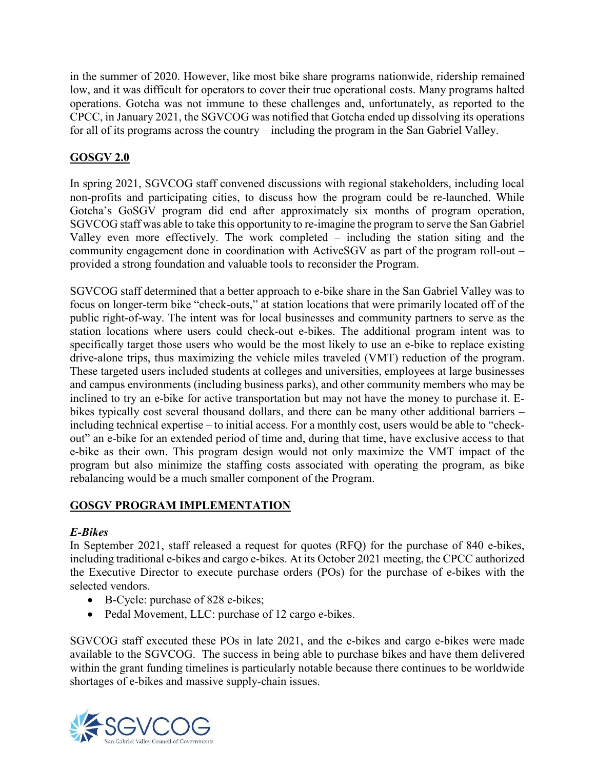in the summer of 2020. However, like most bike share programs nationwide, ridership remained low, and it was difficult for operators to cover their true operational costs. Many programs halted operations. Gotcha was not immune to these challenges and, unfortunately, as reported to the CPCC, in January 2021, the SGVCOG was notified that Gotcha ended up dissolving its operations for all of its programs across the country – including the program in the San Gabriel Valley.

## GOSGV 2.0

In spring 2021, SGVCOG staff convened discussions with regional stakeholders, including local non-profits and participating cities, to discuss how the program could be re-launched. While Gotcha's GoSGV program did end after approximately six months of program operation, SGVCOG staff was able to take this opportunity to re-imagine the program to serve the San Gabriel Valley even more effectively. The work completed – including the station siting and the community engagement done in coordination with ActiveSGV as part of the program roll-out – provided a strong foundation and valuable tools to reconsider the Program.

SGVCOG staff determined that a better approach to e-bike share in the San Gabriel Valley was to focus on longer-term bike "check-outs," at station locations that were primarily located off of the public right-of-way. The intent was for local businesses and community partners to serve as the station locations where users could check-out e-bikes. The additional program intent was to specifically target those users who would be the most likely to use an e-bike to replace existing drive-alone trips, thus maximizing the vehicle miles traveled (VMT) reduction of the program. These targeted users included students at colleges and universities, employees at large businesses and campus environments (including business parks), and other community members who may be inclined to try an e-bike for active transportation but may not have the money to purchase it. E-bikes typically cost several thousand dollars, and there can be many other additional barriers – including technical expertise – to initial access. For a monthly cost, users would be able to "check-out" an e-bike for an extended period of time and, during that time, have exclusive access to that e-bike as their own. This program design would not only maximize the VMT impact of the program but also minimize the staffing costs associated with operating the program, as bike rebalancing would be a much smaller component of the Program.

## GOSGV PROGRAM IMPLEMENTATION

### *E-Bikes*

In September 2021, staff released a request for quotes (RFQ) for the purchase of 840 e-bikes, including traditional e-bikes and cargo e-bikes. At its October 2021 meeting, the CPCC authorized the Executive Director to execute purchase orders (POs) for the purchase of e-bikes with the selected vendors.

- B-Cycle: purchase of 828 e-bikes;
- Pedal Movement, LLC: purchase of 12 cargo e-bikes.

SGVCOG staff executed these POs in late 2021, and the e-bikes and cargo e-bikes were made available to the SGVCOG. The success in being able to purchase bikes and have them delivered within the grant funding timelines is particularly notable because there continues to be worldwide shortages of e-bikes and massive supply-chain issues.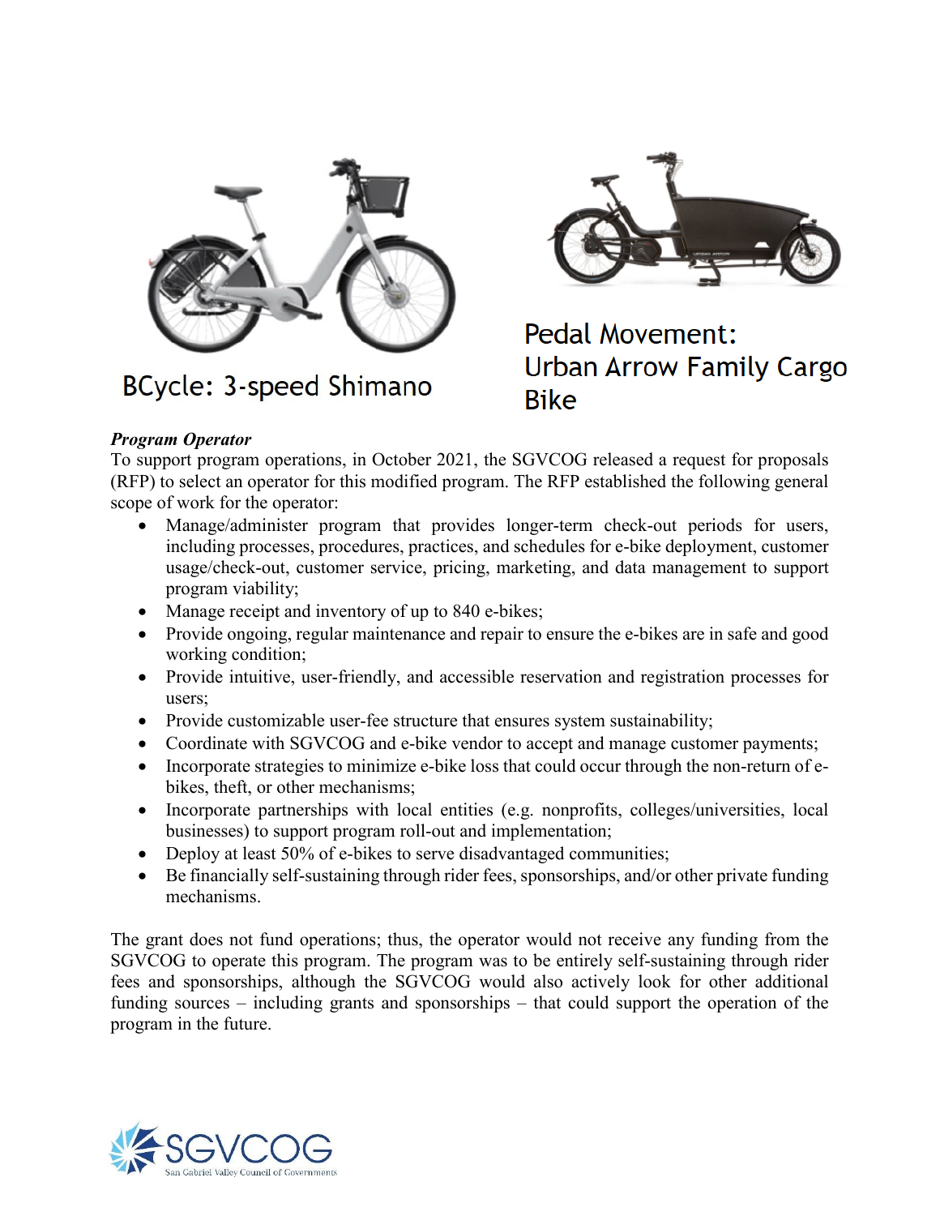BCycle: 3-speed Shimano

Pedal Movement: Urban Arrow Family Cargo Bike

***Program Operator***

To support program operations, in October 2021, the SGVCOG released a request for proposals (RFP) to select an operator for this modified program. The RFP established the following general scope of work for the operator:

- Manage/administer program that provides longer-term check-out periods for users, including processes, procedures, practices, and schedules for e-bike deployment, customer usage/check-out, customer service, pricing, marketing, and data management to support program viability;
- Manage receipt and inventory of up to 840 e-bikes;
- Provide ongoing, regular maintenance and repair to ensure the e-bikes are in safe and good working condition;
- Provide intuitive, user-friendly, and accessible reservation and registration processes for users;
- Provide customizable user-fee structure that ensures system sustainability;
- Coordinate with SGVCOG and e-bike vendor to accept and manage customer payments;
- Incorporate strategies to minimize e-bike loss that could occur through the non-return of e-bikes, theft, or other mechanisms;
- Incorporate partnerships with local entities (e.g. nonprofits, colleges/universities, local businesses) to support program roll-out and implementation;
- Deploy at least 50% of e-bikes to serve disadvantaged communities;
- Be financially self-sustaining through rider fees, sponsorships, and/or other private funding mechanisms.

The grant does not fund operations; thus, the operator would not receive any funding from the SGVCOG to operate this program. The program was to be entirely self-sustaining through rider fees and sponsorships, although the SGVCOG would also actively look for other additional funding sources – including grants and sponsorships – that could support the operation of the program in the future.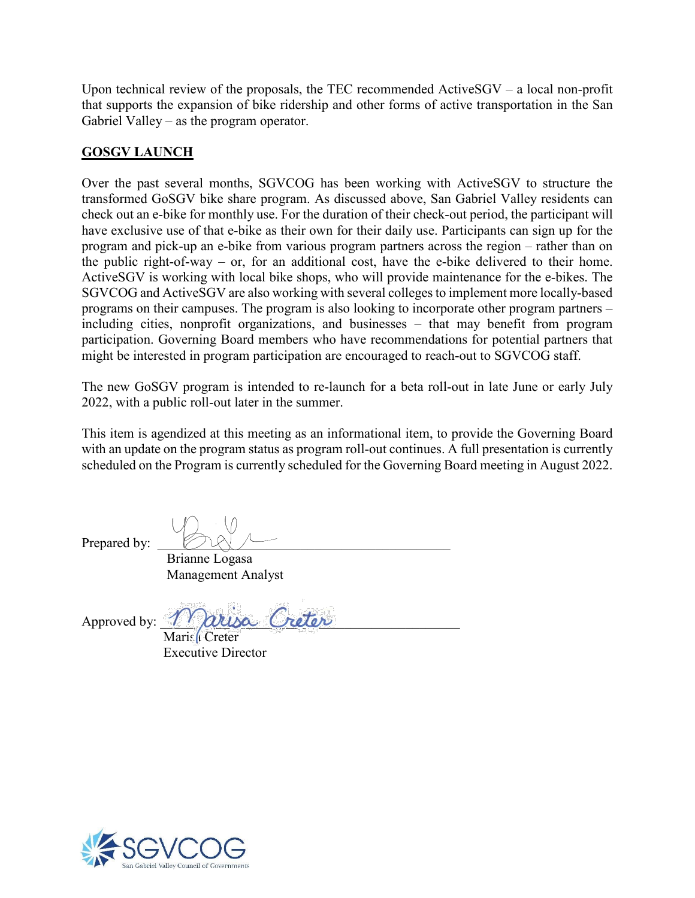Upon technical review of the proposals, the TEC recommended ActiveSGV – a local non-profit that supports the expansion of bike ridership and other forms of active transportation in the San Gabriel Valley – as the program operator.

**GOSGV LAUNCH**

Over the past several months, SGVCOG has been working with ActiveSGV to structure the transformed GoSGV bike share program. As discussed above, San Gabriel Valley residents can check out an e-bike for monthly use. For the duration of their check-out period, the participant will have exclusive use of that e-bike as their own for their daily use. Participants can sign up for the program and pick-up an e-bike from various program partners across the region – rather than on the public right-of-way – or, for an additional cost, have the e-bike delivered to their home. ActiveSGV is working with local bike shops, who will provide maintenance for the e-bikes. The SGVCOG and ActiveSGV are also working with several colleges to implement more locally-based programs on their campuses. The program is also looking to incorporate other program partners – including cities, nonprofit organizations, and businesses – that may benefit from program participation. Governing Board members who have recommendations for potential partners that might be interested in program participation are encouraged to reach-out to SGVCOG staff.

The new GoSGV program is intended to re-launch for a beta roll-out in late June or early July 2022, with a public roll-out later in the summer.

This item is agendized at this meeting as an informational item, to provide the Governing Board with an update on the program status as program roll-out continues. A full presentation is currently scheduled on the Program is currently scheduled for the Governing Board meeting in August 2022.

Prepared by: ______________________________
Brianne Logasa
Management Analyst

Approved by: ______________________________
Marisa Creter
Executive Director